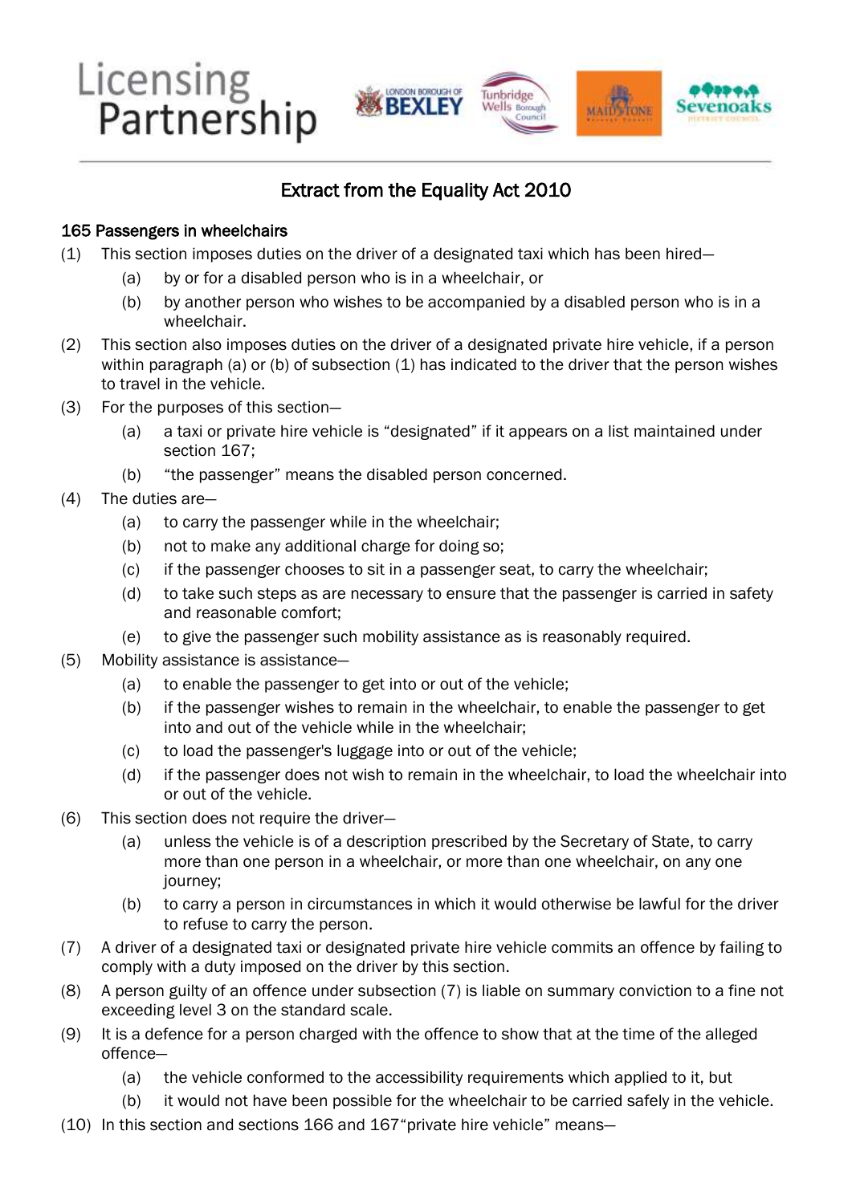# Licensing Partnership

## Extract from the Equality Act 2010

### 165 Passengers in wheelchairs

(1) This section imposes duties on the driver of a designated taxi which has been hired—

- (a) by or for a disabled person who is in a wheelchair, or
- (b) by another person who wishes to be accompanied by a disabled person who is in a wheelchair.

(2) This section also imposes duties on the driver of a designated private hire vehicle, if a person within paragraph (a) or (b) of subsection (1) has indicated to the driver that the person wishes to travel in the vehicle.

(3) For the purposes of this section—

- (a) a taxi or private hire vehicle is "designated" if it appears on a list maintained under section 167;
- (b) "the passenger" means the disabled person concerned.

(4) The duties are—

- (a) to carry the passenger while in the wheelchair;
- (b) not to make any additional charge for doing so;
- (c) if the passenger chooses to sit in a passenger seat, to carry the wheelchair;
- (d) to take such steps as are necessary to ensure that the passenger is carried in safety and reasonable comfort;
- (e) to give the passenger such mobility assistance as is reasonably required.

(5) Mobility assistance is assistance—

- (a) to enable the passenger to get into or out of the vehicle;
- (b) if the passenger wishes to remain in the wheelchair, to enable the passenger to get into and out of the vehicle while in the wheelchair;
- (c) to load the passenger's luggage into or out of the vehicle;
- (d) if the passenger does not wish to remain in the wheelchair, to load the wheelchair into or out of the vehicle.

(6) This section does not require the driver—

- (a) unless the vehicle is of a description prescribed by the Secretary of State, to carry more than one person in a wheelchair, or more than one wheelchair, on any one journey;
- (b) to carry a person in circumstances in which it would otherwise be lawful for the driver to refuse to carry the person.

(7) A driver of a designated taxi or designated private hire vehicle commits an offence by failing to comply with a duty imposed on the driver by this section.

(8) A person guilty of an offence under subsection (7) is liable on summary conviction to a fine not exceeding level 3 on the standard scale.

(9) It is a defence for a person charged with the offence to show that at the time of the alleged offence—

- (a) the vehicle conformed to the accessibility requirements which applied to it, but
- (b) it would not have been possible for the wheelchair to be carried safely in the vehicle.

(10) In this section and sections 166 and 167"private hire vehicle" means—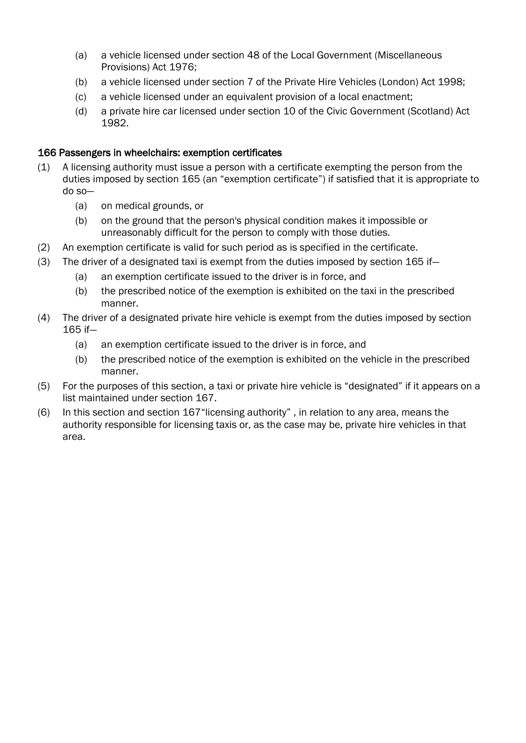(a) a vehicle licensed under section 48 of the Local Government (Miscellaneous Provisions) Act 1976;

(b) a vehicle licensed under section 7 of the Private Hire Vehicles (London) Act 1998;

(c) a vehicle licensed under an equivalent provision of a local enactment;

(d) a private hire car licensed under section 10 of the Civic Government (Scotland) Act 1982.

### 166 Passengers in wheelchairs: exemption certificates

(1) A licensing authority must issue a person with a certificate exempting the person from the duties imposed by section 165 (an "exemption certificate") if satisfied that it is appropriate to do so—

(a) on medical grounds, or

(b) on the ground that the person's physical condition makes it impossible or unreasonably difficult for the person to comply with those duties.

(2) An exemption certificate is valid for such period as is specified in the certificate.

(3) The driver of a designated taxi is exempt from the duties imposed by section 165 if—

(a) an exemption certificate issued to the driver is in force, and

(b) the prescribed notice of the exemption is exhibited on the taxi in the prescribed manner.

(4) The driver of a designated private hire vehicle is exempt from the duties imposed by section 165 if—

(a) an exemption certificate issued to the driver is in force, and

(b) the prescribed notice of the exemption is exhibited on the vehicle in the prescribed manner.

(5) For the purposes of this section, a taxi or private hire vehicle is "designated" if it appears on a list maintained under section 167.

(6) In this section and section 167"licensing authority" , in relation to any area, means the authority responsible for licensing taxis or, as the case may be, private hire vehicles in that area.